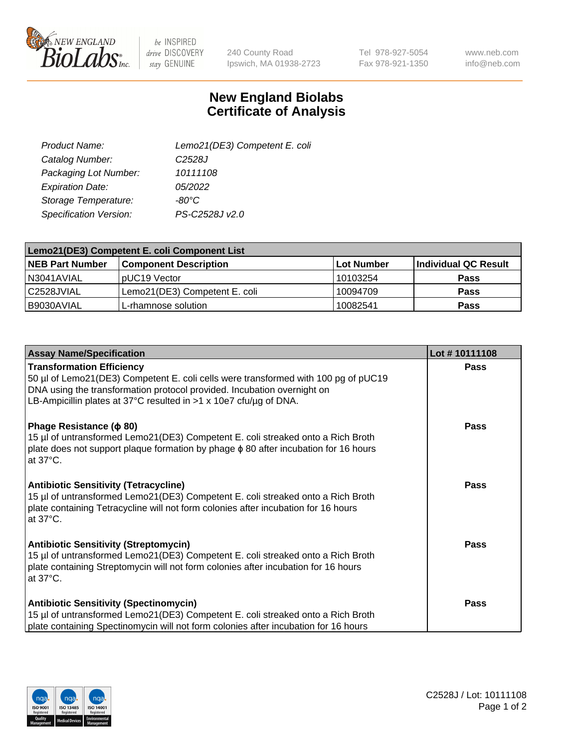# New England Biolabs Certificate of Analysis

| | |
|---|---|
| *Product Name:* | *Lemo21(DE3) Competent E. coli* |
| *Catalog Number:* | *C2528J* |
| *Packaging Lot Number:* | *10111108* |
| *Expiration Date:* | *05/2022* |
| *Storage Temperature:* | *-80°C* |
| *Specification Version:* | *PS-C2528J v2.0* |

| Lemo21(DE3) Competent E. coli Component List | | | |
|---|---|---|---|
| **NEB Part Number** | **Component Description** | **Lot Number** | **Individual QC Result** |
| N3041AVIAL | pUC19 Vector | 10103254 | **Pass** |
| C2528JVIAL | Lemo21(DE3) Competent E. coli | 10094709 | **Pass** |
| B9030AVIAL | L-rhamnose solution | 10082541 | **Pass** |

| Assay Name/Specification | Lot # 10111108 |
|---|---|
| **Transformation Efficiency**<br>50 µl of Lemo21(DE3) Competent E. coli cells were transformed with 100 pg of pUC19 DNA using the transformation protocol provided. Incubation overnight on LB-Ampicillin plates at 37°C resulted in >1 x 10e7 cfu/µg of DNA. | **Pass** |
| **Phage Resistance (ϕ 80)**<br>15 µl of untransformed Lemo21(DE3) Competent E. coli streaked onto a Rich Broth plate does not support plaque formation by phage ϕ 80 after incubation for 16 hours at 37°C. | **Pass** |
| **Antibiotic Sensitivity (Tetracycline)**<br>15 µl of untransformed Lemo21(DE3) Competent E. coli streaked onto a Rich Broth plate containing Tetracycline will not form colonies after incubation for 16 hours at 37°C. | **Pass** |
| **Antibiotic Sensitivity (Streptomycin)**<br>15 µl of untransformed Lemo21(DE3) Competent E. coli streaked onto a Rich Broth plate containing Streptomycin will not form colonies after incubation for 16 hours at 37°C. | **Pass** |
| **Antibiotic Sensitivity (Spectinomycin)**<br>15 µl of untransformed Lemo21(DE3) Competent E. coli streaked onto a Rich Broth plate containing Spectinomycin will not form colonies after incubation for 16 hours | **Pass** |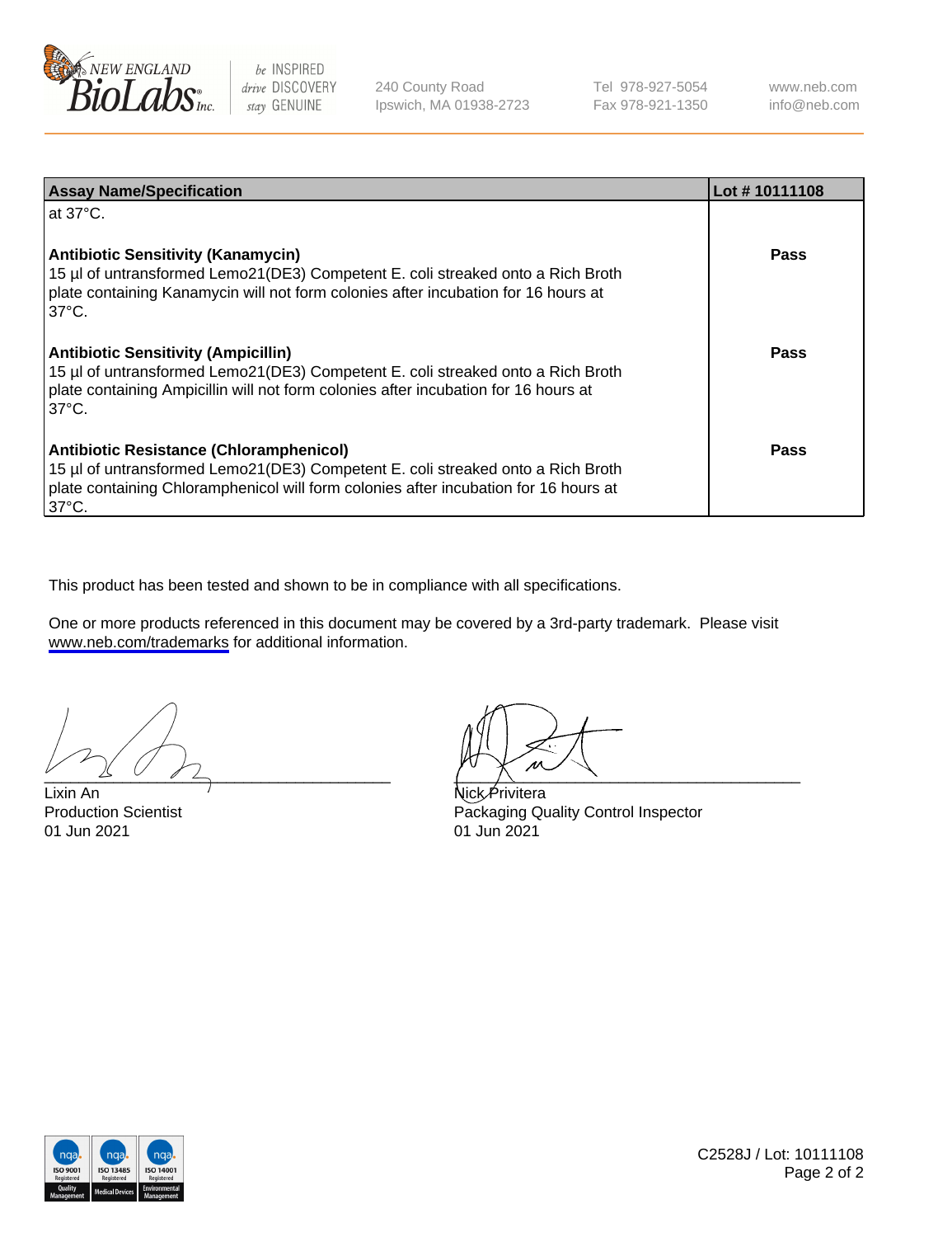| Assay Name/Specification | Lot # 10111108 |
|---|---|
| at 37°C. | |
| **Antibiotic Sensitivity (Kanamycin)**<br>15 µl of untransformed Lemo21(DE3) Competent E. coli streaked onto a Rich Broth plate containing Kanamycin will not form colonies after incubation for 16 hours at 37°C. | **Pass** |
| **Antibiotic Sensitivity (Ampicillin)**<br>15 µl of untransformed Lemo21(DE3) Competent E. coli streaked onto a Rich Broth plate containing Ampicillin will not form colonies after incubation for 16 hours at 37°C. | **Pass** |
| **Antibiotic Resistance (Chloramphenicol)**<br>15 µl of untransformed Lemo21(DE3) Competent E. coli streaked onto a Rich Broth plate containing Chloramphenicol will form colonies after incubation for 16 hours at 37°C. | **Pass** |

This product has been tested and shown to be in compliance with all specifications.

One or more products referenced in this document may be covered by a 3rd-party trademark. Please visit www.neb.com/trademarks for additional information.

Lixin An
Production Scientist
01 Jun 2021

Nick Privitera
Packaging Quality Control Inspector
01 Jun 2021

C2528J / Lot: 10111108